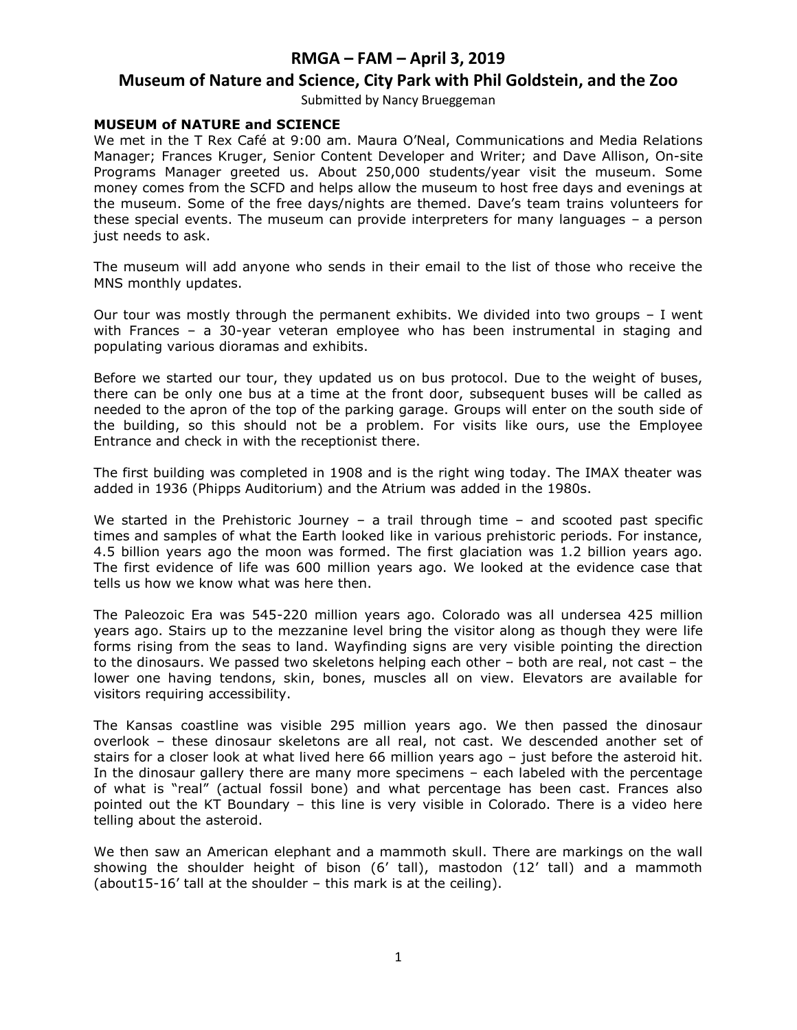# RMGA – FAM – April 3, 2019

## Museum of Nature and Science, City Park with Phil Goldstein, and the Zoo

Submitted by Nancy Brueggeman

### MUSEUM of NATURE and SCIENCE

We met in the T Rex Café at 9:00 am. Maura O'Neal, Communications and Media Relations Manager; Frances Kruger, Senior Content Developer and Writer; and Dave Allison, On-site Programs Manager greeted us. About 250,000 students/year visit the museum. Some money comes from the SCFD and helps allow the museum to host free days and evenings at the museum. Some of the free days/nights are themed. Dave's team trains volunteers for these special events. The museum can provide interpreters for many languages – a person just needs to ask.

The museum will add anyone who sends in their email to the list of those who receive the MNS monthly updates.

Our tour was mostly through the permanent exhibits. We divided into two groups – I went with Frances – a 30-year veteran employee who has been instrumental in staging and populating various dioramas and exhibits.

Before we started our tour, they updated us on bus protocol. Due to the weight of buses, there can be only one bus at a time at the front door, subsequent buses will be called as needed to the apron of the top of the parking garage. Groups will enter on the south side of the building, so this should not be a problem. For visits like ours, use the Employee Entrance and check in with the receptionist there.

The first building was completed in 1908 and is the right wing today. The IMAX theater was added in 1936 (Phipps Auditorium) and the Atrium was added in the 1980s.

We started in the Prehistoric Journey – a trail through time – and scooted past specific times and samples of what the Earth looked like in various prehistoric periods. For instance, 4.5 billion years ago the moon was formed. The first glaciation was 1.2 billion years ago. The first evidence of life was 600 million years ago. We looked at the evidence case that tells us how we know what was here then.

The Paleozoic Era was 545-220 million years ago. Colorado was all undersea 425 million years ago. Stairs up to the mezzanine level bring the visitor along as though they were life forms rising from the seas to land. Wayfinding signs are very visible pointing the direction to the dinosaurs. We passed two skeletons helping each other – both are real, not cast – the lower one having tendons, skin, bones, muscles all on view. Elevators are available for visitors requiring accessibility.

The Kansas coastline was visible 295 million years ago. We then passed the dinosaur overlook – these dinosaur skeletons are all real, not cast. We descended another set of stairs for a closer look at what lived here 66 million years ago – just before the asteroid hit. In the dinosaur gallery there are many more specimens – each labeled with the percentage of what is "real" (actual fossil bone) and what percentage has been cast. Frances also pointed out the KT Boundary – this line is very visible in Colorado. There is a video here telling about the asteroid.

We then saw an American elephant and a mammoth skull. There are markings on the wall showing the shoulder height of bison (6' tall), mastodon (12' tall) and a mammoth (about15-16' tall at the shoulder – this mark is at the ceiling).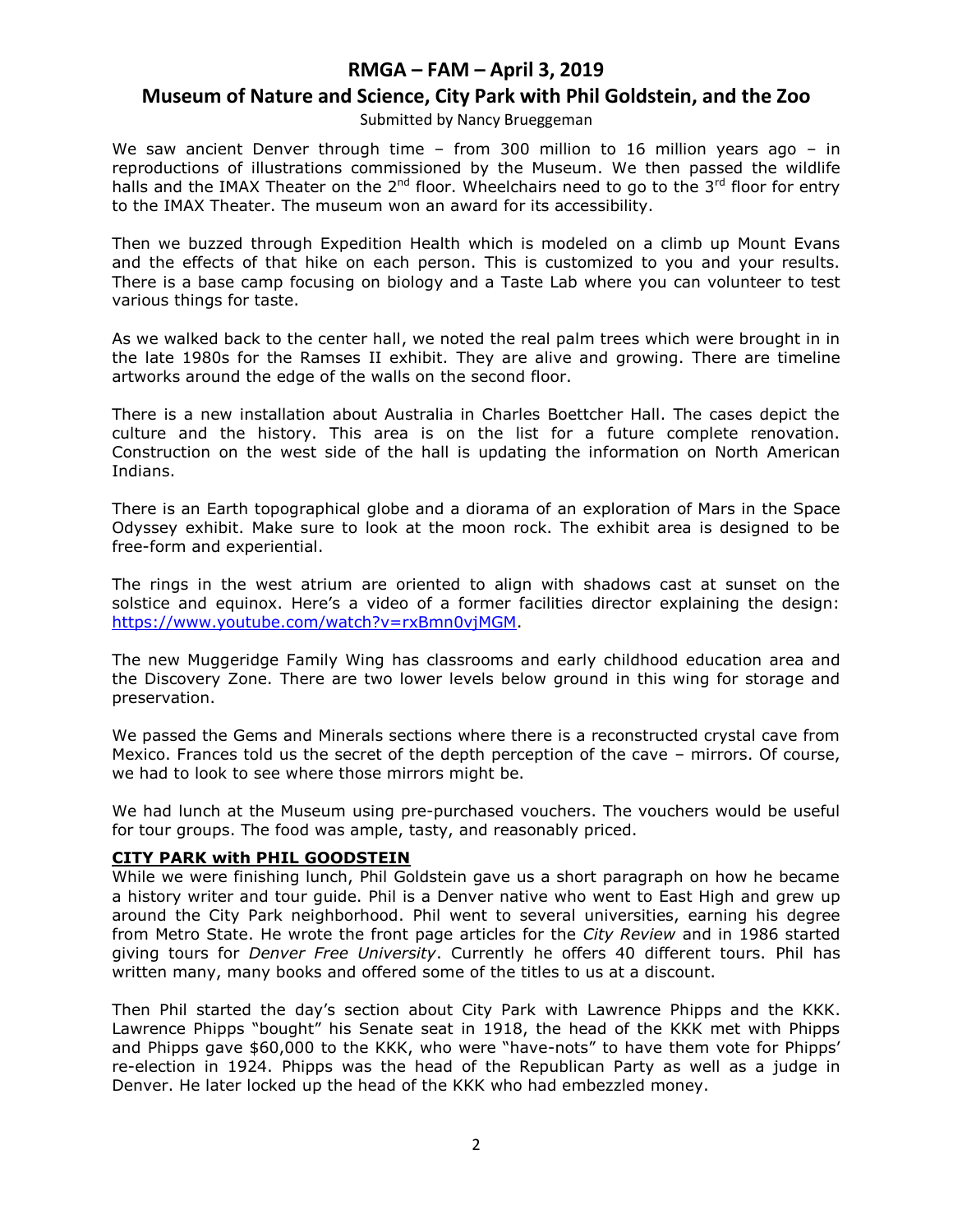# RMGA – FAM – April 3, 2019

## Museum of Nature and Science, City Park with Phil Goldstein, and the Zoo

Submitted by Nancy Brueggeman

We saw ancient Denver through time – from 300 million to 16 million years ago – in reproductions of illustrations commissioned by the Museum. We then passed the wildlife halls and the IMAX Theater on the 2nd floor. Wheelchairs need to go to the 3rd floor for entry to the IMAX Theater. The museum won an award for its accessibility.

Then we buzzed through Expedition Health which is modeled on a climb up Mount Evans and the effects of that hike on each person. This is customized to you and your results. There is a base camp focusing on biology and a Taste Lab where you can volunteer to test various things for taste.

As we walked back to the center hall, we noted the real palm trees which were brought in in the late 1980s for the Ramses II exhibit. They are alive and growing. There are timeline artworks around the edge of the walls on the second floor.

There is a new installation about Australia in Charles Boettcher Hall. The cases depict the culture and the history. This area is on the list for a future complete renovation. Construction on the west side of the hall is updating the information on North American Indians.

There is an Earth topographical globe and a diorama of an exploration of Mars in the Space Odyssey exhibit. Make sure to look at the moon rock. The exhibit area is designed to be free-form and experiential.

The rings in the west atrium are oriented to align with shadows cast at sunset on the solstice and equinox. Here's a video of a former facilities director explaining the design: https://www.youtube.com/watch?v=rxBmn0vjMGM.

The new Muggeridge Family Wing has classrooms and early childhood education area and the Discovery Zone. There are two lower levels below ground in this wing for storage and preservation.

We passed the Gems and Minerals sections where there is a reconstructed crystal cave from Mexico. Frances told us the secret of the depth perception of the cave – mirrors. Of course, we had to look to see where those mirrors might be.

We had lunch at the Museum using pre-purchased vouchers. The vouchers would be useful for tour groups. The food was ample, tasty, and reasonably priced.

**CITY PARK with PHIL GOODSTEIN**

While we were finishing lunch, Phil Goldstein gave us a short paragraph on how he became a history writer and tour guide. Phil is a Denver native who went to East High and grew up around the City Park neighborhood. Phil went to several universities, earning his degree from Metro State. He wrote the front page articles for the *City Review* and in 1986 started giving tours for *Denver Free University*. Currently he offers 40 different tours. Phil has written many, many books and offered some of the titles to us at a discount.

Then Phil started the day's section about City Park with Lawrence Phipps and the KKK. Lawrence Phipps "bought" his Senate seat in 1918, the head of the KKK met with Phipps and Phipps gave $60,000 to the KKK, who were "have-nots" to have them vote for Phipps' re-election in 1924. Phipps was the head of the Republican Party as well as a judge in Denver. He later locked up the head of the KKK who had embezzled money.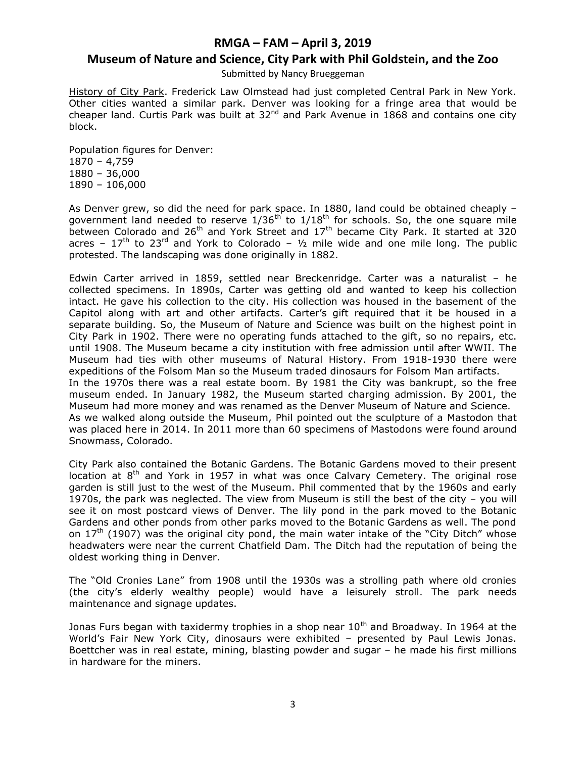# RMGA – FAM – April 3, 2019

## Museum of Nature and Science, City Park with Phil Goldstein, and the Zoo

Submitted by Nancy Brueggeman

History of City Park. Frederick Law Olmstead had just completed Central Park in New York. Other cities wanted a similar park. Denver was looking for a fringe area that would be cheaper land. Curtis Park was built at 32nd and Park Avenue in 1868 and contains one city block.

Population figures for Denver:
1870 – 4,759
1880 – 36,000
1890 – 106,000

As Denver grew, so did the need for park space. In 1880, land could be obtained cheaply – government land needed to reserve 1/36th to 1/18th for schools. So, the one square mile between Colorado and 26th and York Street and 17th became City Park. It started at 320 acres – 17th to 23rd and York to Colorado – ½ mile wide and one mile long. The public protested. The landscaping was done originally in 1882.

Edwin Carter arrived in 1859, settled near Breckenridge. Carter was a naturalist – he collected specimens. In 1890s, Carter was getting old and wanted to keep his collection intact. He gave his collection to the city. His collection was housed in the basement of the Capitol along with art and other artifacts. Carter's gift required that it be housed in a separate building. So, the Museum of Nature and Science was built on the highest point in City Park in 1902. There were no operating funds attached to the gift, so no repairs, etc. until 1908. The Museum became a city institution with free admission until after WWII. The Museum had ties with other museums of Natural History. From 1918-1930 there were expeditions of the Folsom Man so the Museum traded dinosaurs for Folsom Man artifacts.
In the 1970s there was a real estate boom. By 1981 the City was bankrupt, so the free museum ended. In January 1982, the Museum started charging admission. By 2001, the Museum had more money and was renamed as the Denver Museum of Nature and Science.
As we walked along outside the Museum, Phil pointed out the sculpture of a Mastodon that was placed here in 2014. In 2011 more than 60 specimens of Mastodons were found around Snowmass, Colorado.

City Park also contained the Botanic Gardens. The Botanic Gardens moved to their present location at 8th and York in 1957 in what was once Calvary Cemetery. The original rose garden is still just to the west of the Museum. Phil commented that by the 1960s and early 1970s, the park was neglected. The view from Museum is still the best of the city – you will see it on most postcard views of Denver. The lily pond in the park moved to the Botanic Gardens and other ponds from other parks moved to the Botanic Gardens as well. The pond on 17th (1907) was the original city pond, the main water intake of the "City Ditch" whose headwaters were near the current Chatfield Dam. The Ditch had the reputation of being the oldest working thing in Denver.

The "Old Cronies Lane" from 1908 until the 1930s was a strolling path where old cronies (the city's elderly wealthy people) would have a leisurely stroll. The park needs maintenance and signage updates.

Jonas Furs began with taxidermy trophies in a shop near 10th and Broadway. In 1964 at the World's Fair New York City, dinosaurs were exhibited – presented by Paul Lewis Jonas. Boettcher was in real estate, mining, blasting powder and sugar – he made his first millions in hardware for the miners.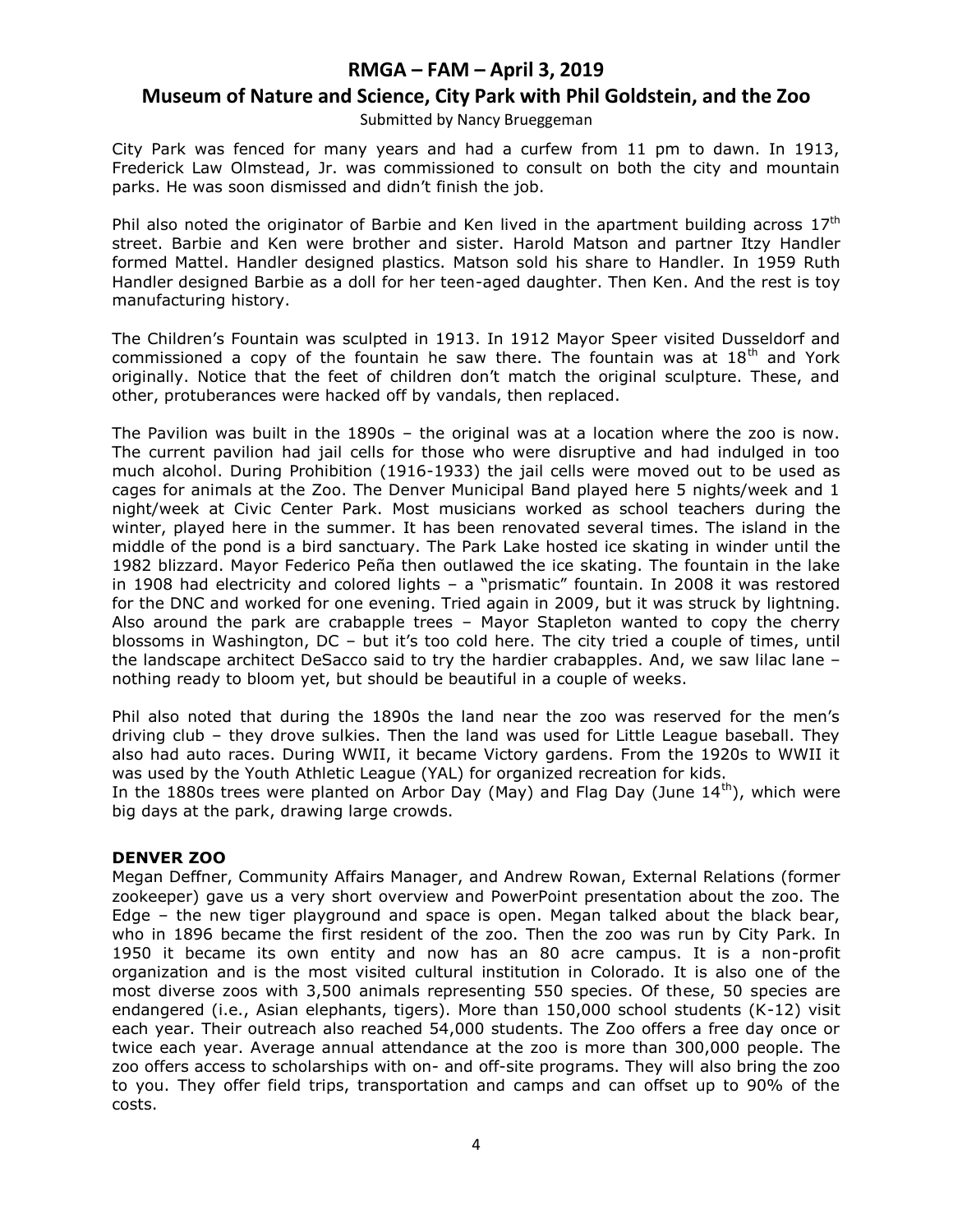City Park was fenced for many years and had a curfew from 11 pm to dawn. In 1913, Frederick Law Olmstead, Jr. was commissioned to consult on both the city and mountain parks. He was soon dismissed and didn't finish the job.

Phil also noted the originator of Barbie and Ken lived in the apartment building across 17th street. Barbie and Ken were brother and sister. Harold Matson and partner Itzy Handler formed Mattel. Handler designed plastics. Matson sold his share to Handler. In 1959 Ruth Handler designed Barbie as a doll for her teen-aged daughter. Then Ken. And the rest is toy manufacturing history.

The Children's Fountain was sculpted in 1913. In 1912 Mayor Speer visited Dusseldorf and commissioned a copy of the fountain he saw there. The fountain was at 18th and York originally. Notice that the feet of children don't match the original sculpture. These, and other, protuberances were hacked off by vandals, then replaced.

The Pavilion was built in the 1890s – the original was at a location where the zoo is now. The current pavilion had jail cells for those who were disruptive and had indulged in too much alcohol. During Prohibition (1916-1933) the jail cells were moved out to be used as cages for animals at the Zoo. The Denver Municipal Band played here 5 nights/week and 1 night/week at Civic Center Park. Most musicians worked as school teachers during the winter, played here in the summer. It has been renovated several times. The island in the middle of the pond is a bird sanctuary. The Park Lake hosted ice skating in winder until the 1982 blizzard. Mayor Federico Peña then outlawed the ice skating. The fountain in the lake in 1908 had electricity and colored lights – a "prismatic" fountain. In 2008 it was restored for the DNC and worked for one evening. Tried again in 2009, but it was struck by lightning. Also around the park are crabapple trees – Mayor Stapleton wanted to copy the cherry blossoms in Washington, DC – but it's too cold here. The city tried a couple of times, until the landscape architect DeSacco said to try the hardier crabapples. And, we saw lilac lane – nothing ready to bloom yet, but should be beautiful in a couple of weeks.

Phil also noted that during the 1890s the land near the zoo was reserved for the men's driving club – they drove sulkies. Then the land was used for Little League baseball. They also had auto races. During WWII, it became Victory gardens. From the 1920s to WWII it was used by the Youth Athletic League (YAL) for organized recreation for kids.
In the 1880s trees were planted on Arbor Day (May) and Flag Day (June 14th), which were big days at the park, drawing large crowds.

**DENVER ZOO**
Megan Deffner, Community Affairs Manager, and Andrew Rowan, External Relations (former zookeeper) gave us a very short overview and PowerPoint presentation about the zoo. The Edge – the new tiger playground and space is open. Megan talked about the black bear, who in 1896 became the first resident of the zoo. Then the zoo was run by City Park. In 1950 it became its own entity and now has an 80 acre campus. It is a non-profit organization and is the most visited cultural institution in Colorado. It is also one of the most diverse zoos with 3,500 animals representing 550 species. Of these, 50 species are endangered (i.e., Asian elephants, tigers). More than 150,000 school students (K-12) visit each year. Their outreach also reached 54,000 students. The Zoo offers a free day once or twice each year. Average annual attendance at the zoo is more than 300,000 people. The zoo offers access to scholarships with on- and off-site programs. They will also bring the zoo to you. They offer field trips, transportation and camps and can offset up to 90% of the costs.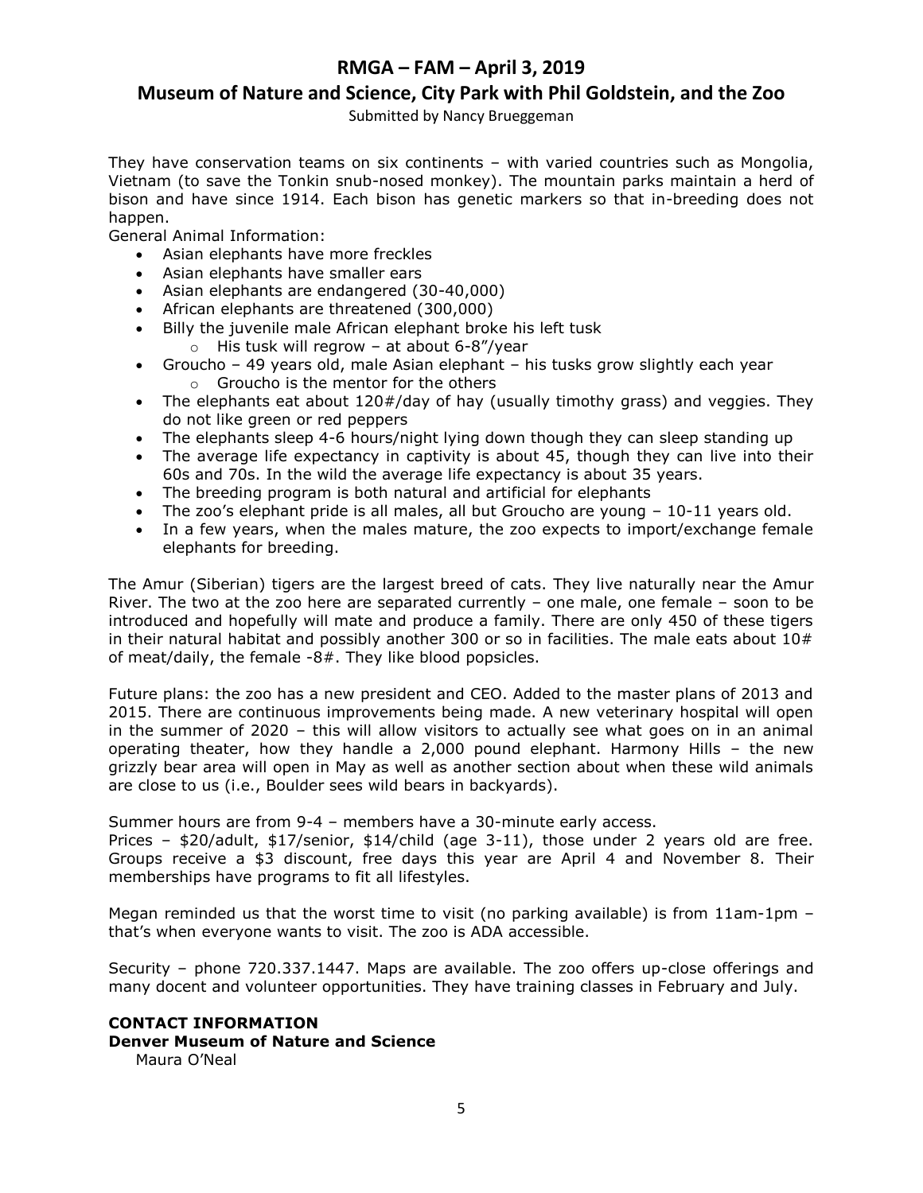They have conservation teams on six continents – with varied countries such as Mongolia, Vietnam (to save the Tonkin snub-nosed monkey). The mountain parks maintain a herd of bison and have since 1914. Each bison has genetic markers so that in-breeding does not happen.

General Animal Information:

- Asian elephants have more freckles
- Asian elephants have smaller ears
- Asian elephants are endangered (30-40,000)
- African elephants are threatened (300,000)
- Billy the juvenile male African elephant broke his left tusk
  - His tusk will regrow – at about 6-8"/year
- Groucho – 49 years old, male Asian elephant – his tusks grow slightly each year
  - Groucho is the mentor for the others
- The elephants eat about 120#/day of hay (usually timothy grass) and veggies. They do not like green or red peppers
- The elephants sleep 4-6 hours/night lying down though they can sleep standing up
- The average life expectancy in captivity is about 45, though they can live into their 60s and 70s. In the wild the average life expectancy is about 35 years.
- The breeding program is both natural and artificial for elephants
- The zoo's elephant pride is all males, all but Groucho are young – 10-11 years old.
- In a few years, when the males mature, the zoo expects to import/exchange female elephants for breeding.

The Amur (Siberian) tigers are the largest breed of cats. They live naturally near the Amur River. The two at the zoo here are separated currently – one male, one female – soon to be introduced and hopefully will mate and produce a family. There are only 450 of these tigers in their natural habitat and possibly another 300 or so in facilities. The male eats about 10# of meat/daily, the female -8#. They like blood popsicles.

Future plans: the zoo has a new president and CEO. Added to the master plans of 2013 and 2015. There are continuous improvements being made. A new veterinary hospital will open in the summer of 2020 – this will allow visitors to actually see what goes on in an animal operating theater, how they handle a 2,000 pound elephant. Harmony Hills – the new grizzly bear area will open in May as well as another section about when these wild animals are close to us (i.e., Boulder sees wild bears in backyards).

Summer hours are from 9-4 – members have a 30-minute early access.
Prices – $20/adult, $17/senior, $14/child (age 3-11), those under 2 years old are free. Groups receive a $3 discount, free days this year are April 4 and November 8. Their memberships have programs to fit all lifestyles.

Megan reminded us that the worst time to visit (no parking available) is from 11am-1pm – that's when everyone wants to visit. The zoo is ADA accessible.

Security – phone 720.337.1447. Maps are available. The zoo offers up-close offerings and many docent and volunteer opportunities. They have training classes in February and July.

**CONTACT INFORMATION**

**Denver Museum of Nature and Science**

Maura O'Neal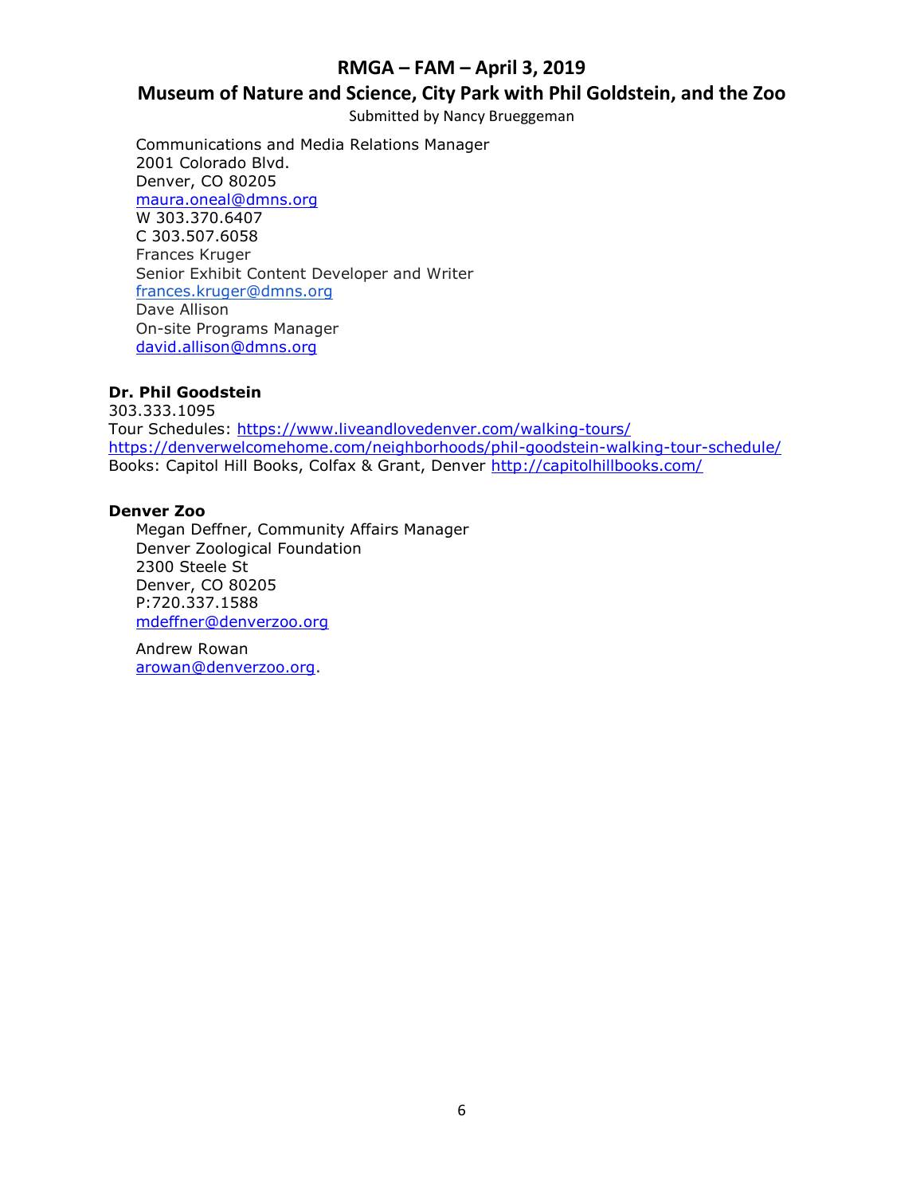Communications and Media Relations Manager
2001 Colorado Blvd.
Denver, CO 80205
maura.oneal@dmns.org
W 303.370.6407
C 303.507.6058
Frances Kruger
Senior Exhibit Content Developer and Writer
frances.kruger@dmns.org
Dave Allison
On-site Programs Manager
david.allison@dmns.org

**Dr. Phil Goodstein**
303.333.1095
Tour Schedules: https://www.liveandlovedenver.com/walking-tours/
https://denverwelcomehome.com/neighborhoods/phil-goodstein-walking-tour-schedule/
Books: Capitol Hill Books, Colfax & Grant, Denver http://capitolhillbooks.com/

**Denver Zoo**
Megan Deffner, Community Affairs Manager
Denver Zoological Foundation
2300 Steele St
Denver, CO 80205
P:720.337.1588
mdeffner@denverzoo.org

Andrew Rowan
arowan@denverzoo.org.